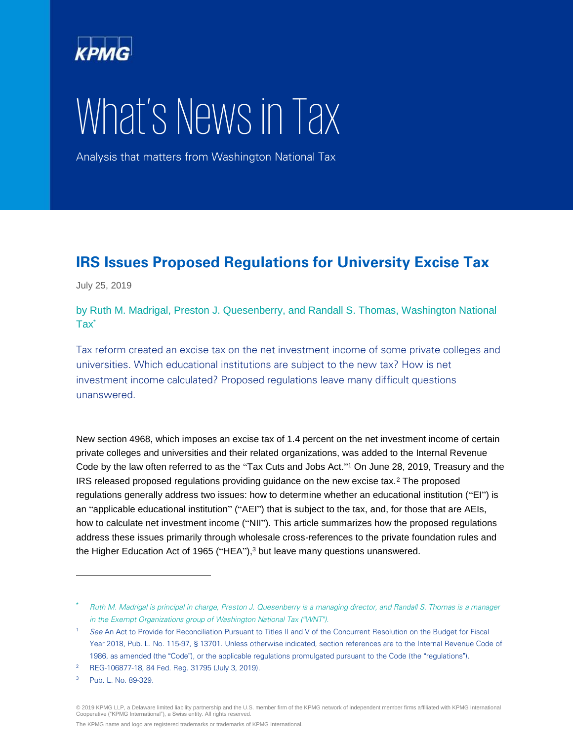KPMG

# What's News in Tax

Analysis that matters from Washington National Tax

## IRS Issues Proposed Regulations for University Excise Tax

July 25, 2019

by Ruth M. Madrigal, Preston J. Quesenberry, and Randall S. Thomas, Washington National Tax[*]

Tax reform created an excise tax on the net investment income of some private colleges and universities. Which educational institutions are subject to the new tax? How is net investment income calculated? Proposed regulations leave many difficult questions unanswered.

New section 4968, which imposes an excise tax of 1.4 percent on the net investment income of certain private colleges and universities and their related organizations, was added to the Internal Revenue Code by the law often referred to as the "Tax Cuts and Jobs Act."[1] On June 28, 2019, Treasury and the IRS released proposed regulations providing guidance on the new excise tax.[2] The proposed regulations generally address two issues: how to determine whether an educational institution ("EI") is an "applicable educational institution" ("AEI") that is subject to the tax, and, for those that are AEIs, how to calculate net investment income ("NII"). This article summarizes how the proposed regulations address these issues primarily through wholesale cross-references to the private foundation rules and the Higher Education Act of 1965 ("HEA"),[3] but leave many questions unanswered.

---

[*] *Ruth M. Madrigal is principal in charge, Preston J. Quesenberry is a managing director, and Randall S. Thomas is a manager in the Exempt Organizations group of Washington National Tax ("WNT").*

[1] *See* An Act to Provide for Reconciliation Pursuant to Titles II and V of the Concurrent Resolution on the Budget for Fiscal Year 2018, Pub. L. No. 115-97, § 13701. Unless otherwise indicated, section references are to the Internal Revenue Code of 1986, as amended (the "Code"), or the applicable regulations promulgated pursuant to the Code (the "regulations").

[2] REG-106877-18, 84 Fed. Reg. 31795 (July 3, 2019).

[3] Pub. L. No. 89-329.

© 2019 KPMG LLP, a Delaware limited liability partnership and the U.S. member firm of the KPMG network of independent member firms affiliated with KPMG International Cooperative ("KPMG International"), a Swiss entity. All rights reserved.

The KPMG name and logo are registered trademarks or trademarks of KPMG International.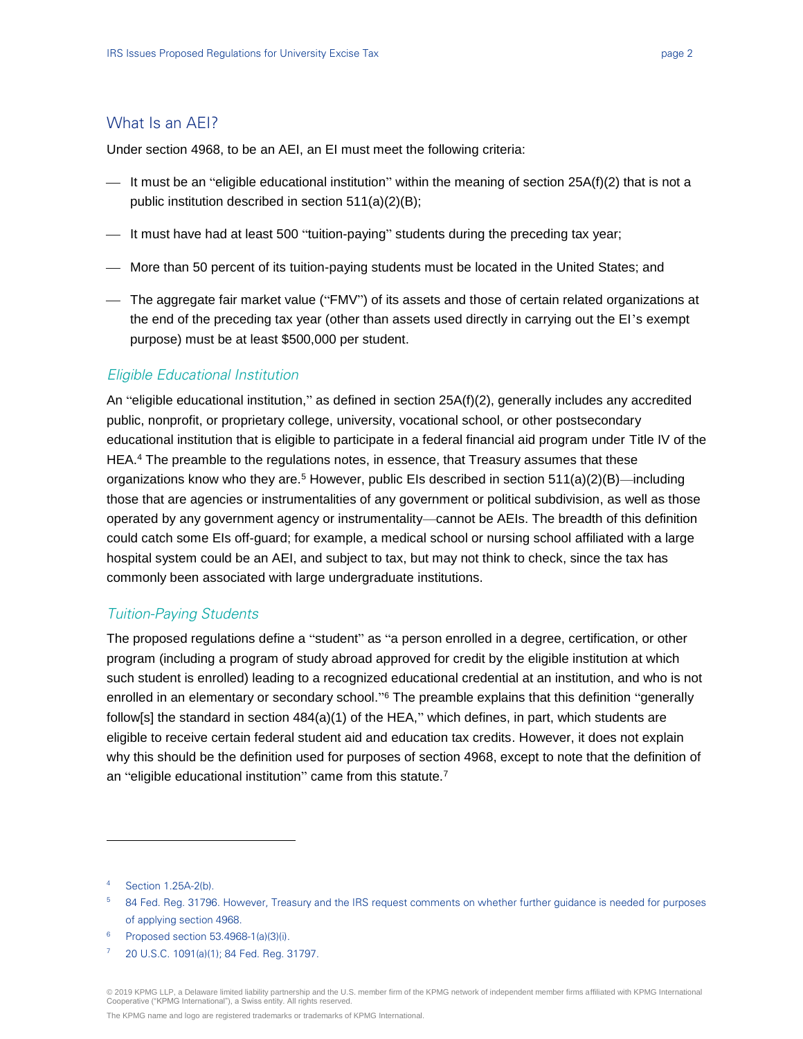## What Is an AEI?

Under section 4968, to be an AEI, an EI must meet the following criteria:

- It must be an "eligible educational institution" within the meaning of section 25A(f)(2) that is not a public institution described in section 511(a)(2)(B);
- It must have had at least 500 "tuition-paying" students during the preceding tax year;
- More than 50 percent of its tuition-paying students must be located in the United States; and
- The aggregate fair market value ("FMV") of its assets and those of certain related organizations at the end of the preceding tax year (other than assets used directly in carrying out the EI's exempt purpose) must be at least $500,000 per student.

### *Eligible Educational Institution*

An "eligible educational institution," as defined in section 25A(f)(2), generally includes any accredited public, nonprofit, or proprietary college, university, vocational school, or other postsecondary educational institution that is eligible to participate in a federal financial aid program under Title IV of the HEA.[4] The preamble to the regulations notes, in essence, that Treasury assumes that these organizations know who they are.[5] However, public EIs described in section 511(a)(2)(B)—including those that are agencies or instrumentalities of any government or political subdivision, as well as those operated by any government agency or instrumentality—cannot be AEIs. The breadth of this definition could catch some EIs off-guard; for example, a medical school or nursing school affiliated with a large hospital system could be an AEI, and subject to tax, but may not think to check, since the tax has commonly been associated with large undergraduate institutions.

### *Tuition-Paying Students*

The proposed regulations define a "student" as "a person enrolled in a degree, certification, or other program (including a program of study abroad approved for credit by the eligible institution at which such student is enrolled) leading to a recognized educational credential at an institution, and who is not enrolled in an elementary or secondary school."[6] The preamble explains that this definition "generally follow[s] the standard in section 484(a)(1) of the HEA," which defines, in part, which students are eligible to receive certain federal student aid and education tax credits. However, it does not explain why this should be the definition used for purposes of section 4968, except to note that the definition of an "eligible educational institution" came from this statute.[7]

---

[4] Section 1.25A-2(b).

[5] 84 Fed. Reg. 31796. However, Treasury and the IRS request comments on whether further guidance is needed for purposes of applying section 4968.

[6] Proposed section 53.4968-1(a)(3)(i).

[7] 20 U.S.C. 1091(a)(1); 84 Fed. Reg. 31797.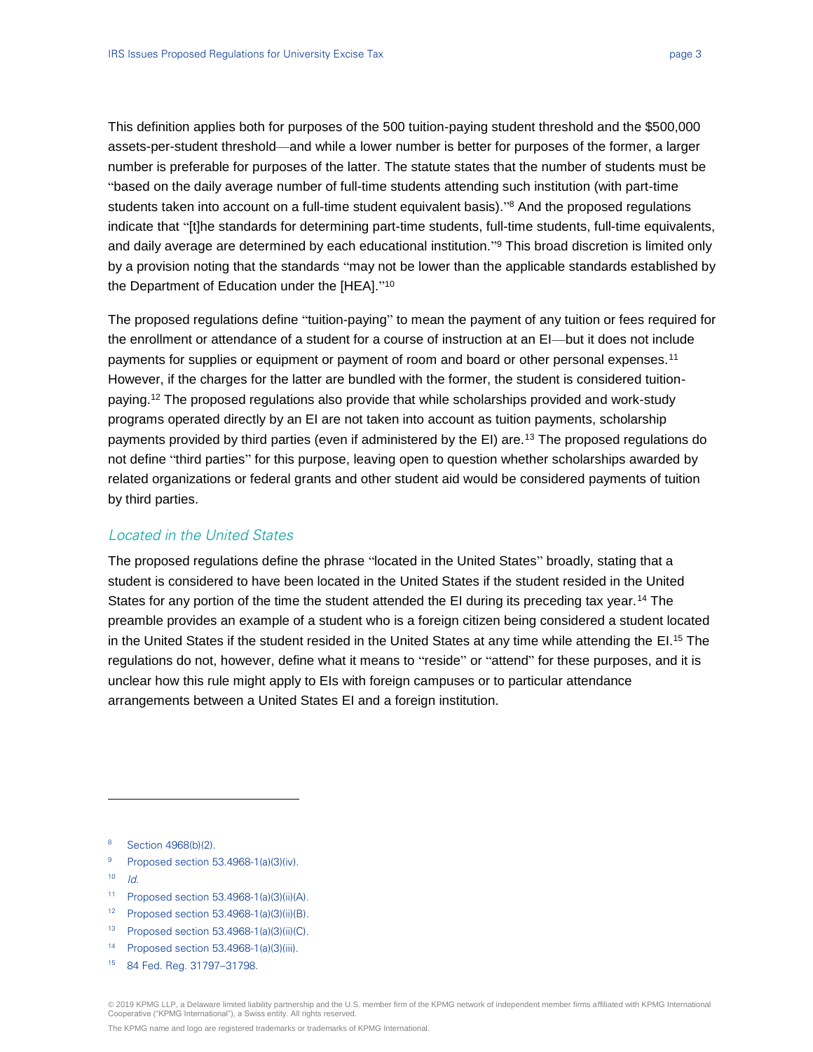This definition applies both for purposes of the 500 tuition-paying student threshold and the $500,000 assets-per-student threshold—and while a lower number is better for purposes of the former, a larger number is preferable for purposes of the latter. The statute states that the number of students must be "based on the daily average number of full-time students attending such institution (with part-time students taken into account on a full-time student equivalent basis)."[8] And the proposed regulations indicate that "[t]he standards for determining part-time students, full-time students, full-time equivalents, and daily average are determined by each educational institution."[9] This broad discretion is limited only by a provision noting that the standards "may not be lower than the applicable standards established by the Department of Education under the [HEA]."[10]

The proposed regulations define "tuition-paying" to mean the payment of any tuition or fees required for the enrollment or attendance of a student for a course of instruction at an EI—but it does not include payments for supplies or equipment or payment of room and board or other personal expenses.[11] However, if the charges for the latter are bundled with the former, the student is considered tuition-paying.[12] The proposed regulations also provide that while scholarships provided and work-study programs operated directly by an EI are not taken into account as tuition payments, scholarship payments provided by third parties (even if administered by the EI) are.[13] The proposed regulations do not define "third parties" for this purpose, leaving open to question whether scholarships awarded by related organizations or federal grants and other student aid would be considered payments of tuition by third parties.

### *Located in the United States*

The proposed regulations define the phrase "located in the United States" broadly, stating that a student is considered to have been located in the United States if the student resided in the United States for any portion of the time the student attended the EI during its preceding tax year.[14] The preamble provides an example of a student who is a foreign citizen being considered a student located in the United States if the student resided in the United States at any time while attending the EI.[15] The regulations do not, however, define what it means to "reside" or "attend" for these purposes, and it is unclear how this rule might apply to EIs with foreign campuses or to particular attendance arrangements between a United States EI and a foreign institution.

---

[8] Section 4968(b)(2).

[9] Proposed section 53.4968-1(a)(3)(iv).

[10] *Id.*

[11] Proposed section 53.4968-1(a)(3)(ii)(A).

[12] Proposed section 53.4968-1(a)(3)(ii)(B).

[13] Proposed section 53.4968-1(a)(3)(ii)(C).

[14] Proposed section 53.4968-1(a)(3)(iii).

[15] 84 Fed. Reg. 31797–31798.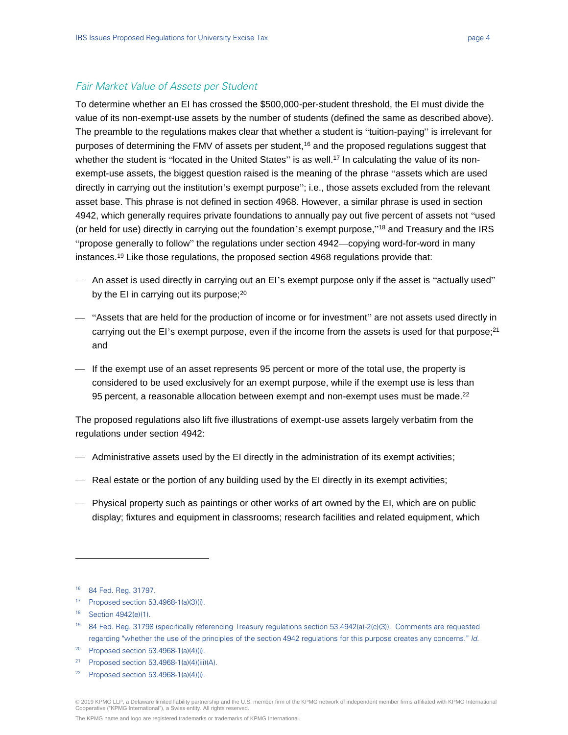### *Fair Market Value of Assets per Student*

To determine whether an EI has crossed the $500,000-per-student threshold, the EI must divide the value of its non-exempt-use assets by the number of students (defined the same as described above). The preamble to the regulations makes clear that whether a student is "tuition-paying" is irrelevant for purposes of determining the FMV of assets per student,[16] and the proposed regulations suggest that whether the student is "located in the United States" is as well.[17] In calculating the value of its non-exempt-use assets, the biggest question raised is the meaning of the phrase "assets which are used directly in carrying out the institution's exempt purpose"; i.e., those assets excluded from the relevant asset base. This phrase is not defined in section 4968. However, a similar phrase is used in section 4942, which generally requires private foundations to annually pay out five percent of assets not "used (or held for use) directly in carrying out the foundation's exempt purpose,"[18] and Treasury and the IRS "propose generally to follow" the regulations under section 4942—copying word-for-word in many instances.[19] Like those regulations, the proposed section 4968 regulations provide that:

- An asset is used directly in carrying out an EI's exempt purpose only if the asset is "actually used" by the EI in carrying out its purpose;[20]
- "Assets that are held for the production of income or for investment" are not assets used directly in carrying out the EI's exempt purpose, even if the income from the assets is used for that purpose;[21] and
- If the exempt use of an asset represents 95 percent or more of the total use, the property is considered to be used exclusively for an exempt purpose, while if the exempt use is less than 95 percent, a reasonable allocation between exempt and non-exempt uses must be made.[22]

The proposed regulations also lift five illustrations of exempt-use assets largely verbatim from the regulations under section 4942:

- Administrative assets used by the EI directly in the administration of its exempt activities;
- Real estate or the portion of any building used by the EI directly in its exempt activities;
- Physical property such as paintings or other works of art owned by the EI, which are on public display; fixtures and equipment in classrooms; research facilities and related equipment, which

---

[16] 84 Fed. Reg. 31797.

[17] Proposed section 53.4968-1(a)(3)(i).

[18] Section 4942(e)(1).

[19] 84 Fed. Reg. 31798 (specifically referencing Treasury regulations section 53.4942(a)-2(c)(3)). Comments are requested regarding "whether the use of the principles of the section 4942 regulations for this purpose creates any concerns." *Id.*

[20] Proposed section 53.4968-1(a)(4)(i).

[21] Proposed section 53.4968-1(a)(4)(iii)(A).

[22] Proposed section 53.4968-1(a)(4)(i).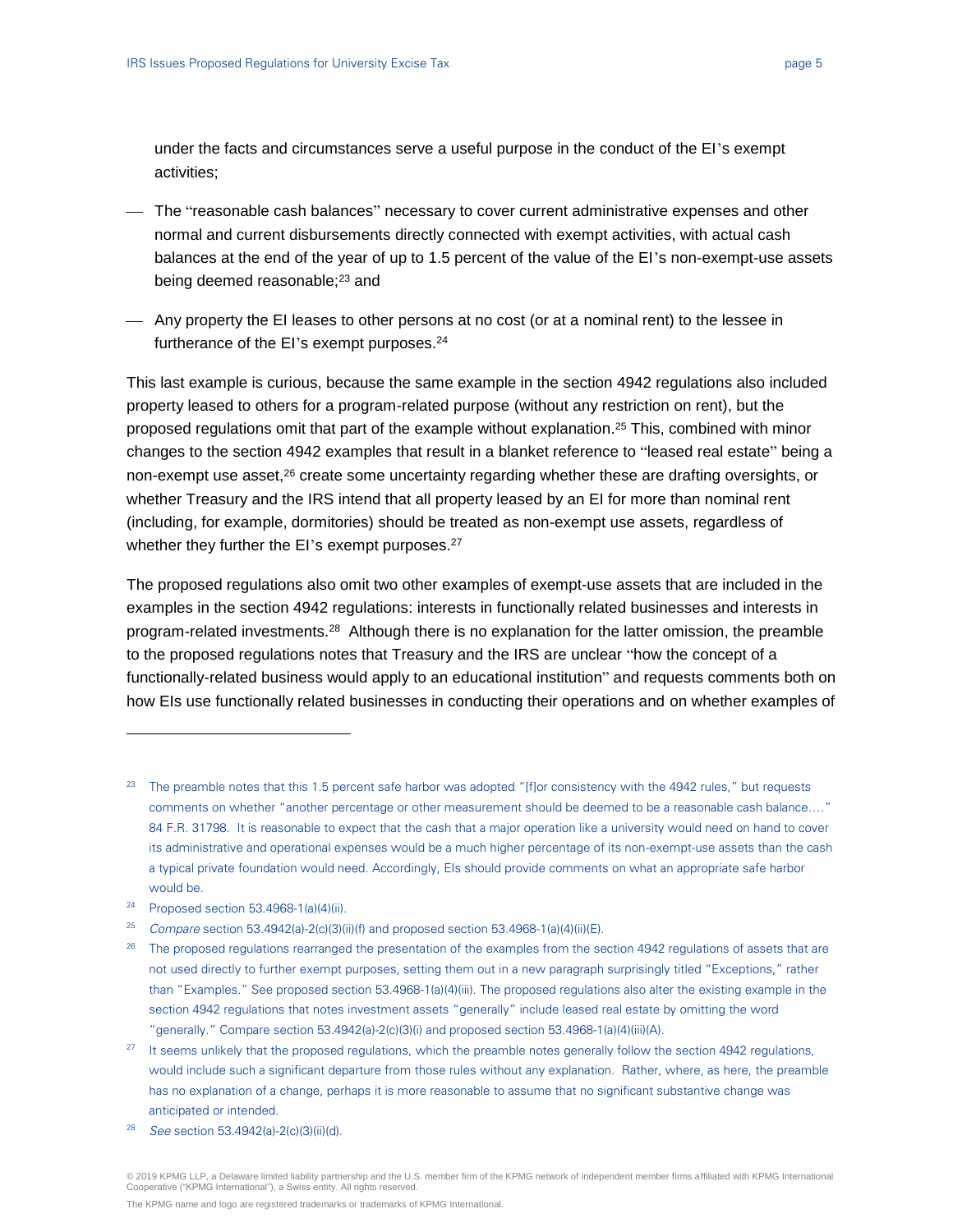under the facts and circumstances serve a useful purpose in the conduct of the EI's exempt activities;

- The "reasonable cash balances" necessary to cover current administrative expenses and other normal and current disbursements directly connected with exempt activities, with actual cash balances at the end of the year of up to 1.5 percent of the value of the EI's non-exempt-use assets being deemed reasonable;[23] and
- Any property the EI leases to other persons at no cost (or at a nominal rent) to the lessee in furtherance of the EI's exempt purposes.[24]

This last example is curious, because the same example in the section 4942 regulations also included property leased to others for a program-related purpose (without any restriction on rent), but the proposed regulations omit that part of the example without explanation.[25] This, combined with minor changes to the section 4942 examples that result in a blanket reference to "leased real estate" being a non-exempt use asset,[26] create some uncertainty regarding whether these are drafting oversights, or whether Treasury and the IRS intend that all property leased by an EI for more than nominal rent (including, for example, dormitories) should be treated as non-exempt use assets, regardless of whether they further the EI's exempt purposes.[27]

The proposed regulations also omit two other examples of exempt-use assets that are included in the examples in the section 4942 regulations: interests in functionally related businesses and interests in program-related investments.[28] Although there is no explanation for the latter omission, the preamble to the proposed regulations notes that Treasury and the IRS are unclear "how the concept of a functionally-related business would apply to an educational institution" and requests comments both on how EIs use functionally related businesses in conducting their operations and on whether examples of

---

[23] The preamble notes that this 1.5 percent safe harbor was adopted "[f]or consistency with the 4942 rules," but requests comments on whether "another percentage or other measurement should be deemed to be a reasonable cash balance…." 84 F.R. 31798. It is reasonable to expect that the cash that a major operation like a university would need on hand to cover its administrative and operational expenses would be a much higher percentage of its non-exempt-use assets than the cash a typical private foundation would need. Accordingly, EIs should provide comments on what an appropriate safe harbor would be.

[24] Proposed section 53.4968-1(a)(4)(ii).

[25] *Compare* section 53.4942(a)-2(c)(3)(ii)(f) and proposed section 53.4968-1(a)(4)(ii)(E).

[26] The proposed regulations rearranged the presentation of the examples from the section 4942 regulations of assets that are not used directly to further exempt purposes, setting them out in a new paragraph surprisingly titled "Exceptions," rather than "Examples." See proposed section 53.4968-1(a)(4)(iii). The proposed regulations also alter the existing example in the section 4942 regulations that notes investment assets "generally" include leased real estate by omitting the word "generally." Compare section 53.4942(a)-2(c)(3)(i) and proposed section 53.4968-1(a)(4)(iii)(A).

[27] It seems unlikely that the proposed regulations, which the preamble notes generally follow the section 4942 regulations, would include such a significant departure from those rules without any explanation. Rather, where, as here, the preamble has no explanation of a change, perhaps it is more reasonable to assume that no significant substantive change was anticipated or intended.

[28] *See* section 53.4942(a)-2(c)(3)(ii)(d).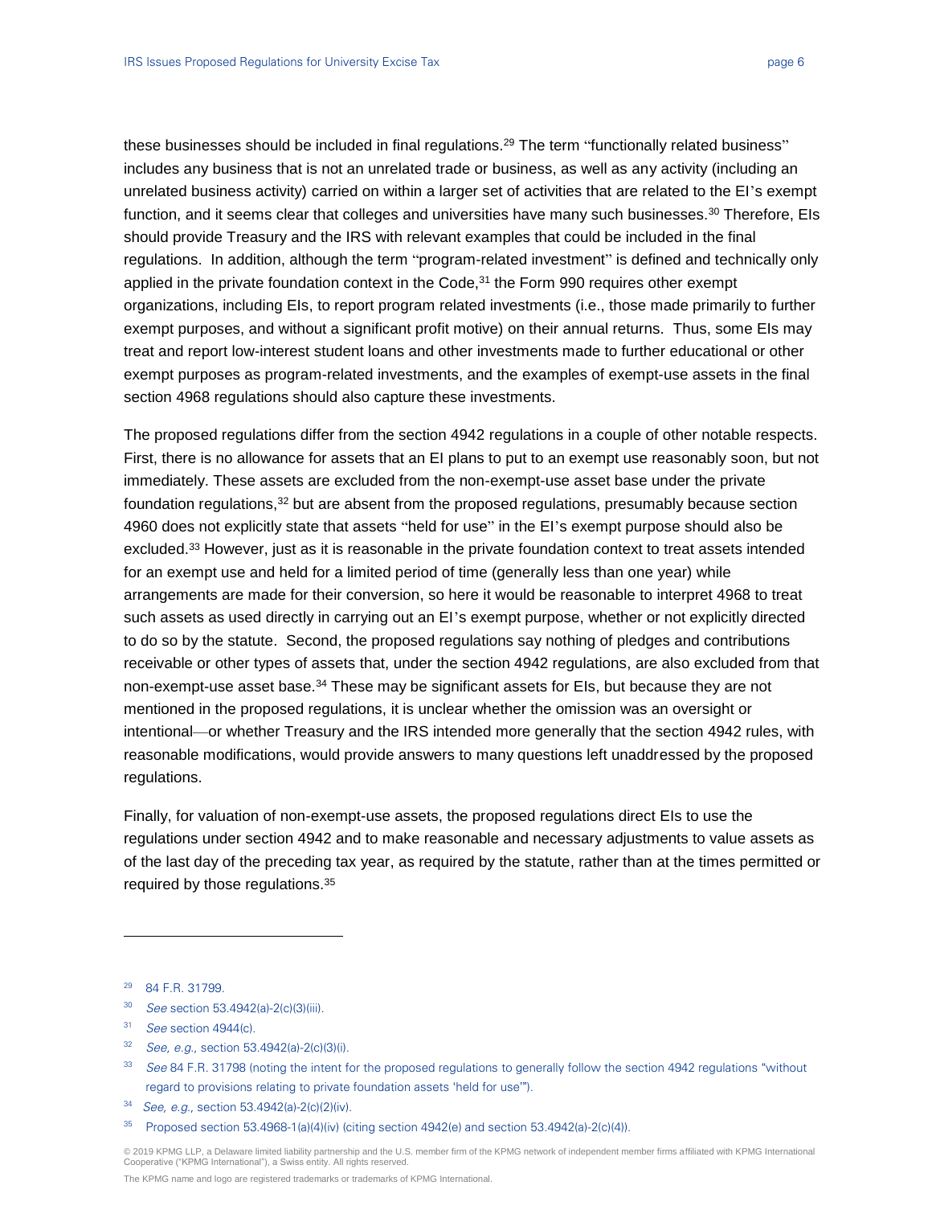these businesses should be included in final regulations.[29] The term "functionally related business" includes any business that is not an unrelated trade or business, as well as any activity (including an unrelated business activity) carried on within a larger set of activities that are related to the EI's exempt function, and it seems clear that colleges and universities have many such businesses.[30] Therefore, EIs should provide Treasury and the IRS with relevant examples that could be included in the final regulations. In addition, although the term "program-related investment" is defined and technically only applied in the private foundation context in the Code,[31] the Form 990 requires other exempt organizations, including EIs, to report program related investments (i.e., those made primarily to further exempt purposes, and without a significant profit motive) on their annual returns. Thus, some EIs may treat and report low-interest student loans and other investments made to further educational or other exempt purposes as program-related investments, and the examples of exempt-use assets in the final section 4968 regulations should also capture these investments.

The proposed regulations differ from the section 4942 regulations in a couple of other notable respects. First, there is no allowance for assets that an EI plans to put to an exempt use reasonably soon, but not immediately. These assets are excluded from the non-exempt-use asset base under the private foundation regulations,[32] but are absent from the proposed regulations, presumably because section 4960 does not explicitly state that assets "held for use" in the EI's exempt purpose should also be excluded.[33] However, just as it is reasonable in the private foundation context to treat assets intended for an exempt use and held for a limited period of time (generally less than one year) while arrangements are made for their conversion, so here it would be reasonable to interpret 4968 to treat such assets as used directly in carrying out an EI's exempt purpose, whether or not explicitly directed to do so by the statute. Second, the proposed regulations say nothing of pledges and contributions receivable or other types of assets that, under the section 4942 regulations, are also excluded from that non-exempt-use asset base.[34] These may be significant assets for EIs, but because they are not mentioned in the proposed regulations, it is unclear whether the omission was an oversight or intentional—or whether Treasury and the IRS intended more generally that the section 4942 rules, with reasonable modifications, would provide answers to many questions left unaddressed by the proposed regulations.

Finally, for valuation of non-exempt-use assets, the proposed regulations direct EIs to use the regulations under section 4942 and to make reasonable and necessary adjustments to value assets as of the last day of the preceding tax year, as required by the statute, rather than at the times permitted or required by those regulations.[35]

---

[29] 84 F.R. 31799.

[30] *See* section 53.4942(a)-2(c)(3)(iii).

[31] *See* section 4944(c).

[32] *See, e.g.,* section 53.4942(a)-2(c)(3)(i).

[33] *See* 84 F.R. 31798 (noting the intent for the proposed regulations to generally follow the section 4942 regulations "without regard to provisions relating to private foundation assets 'held for use'").

[34] *See, e.g.,* section 53.4942(a)-2(c)(2)(iv).

[35] Proposed section 53.4968-1(a)(4)(iv) (citing section 4942(e) and section 53.4942(a)-2(c)(4)).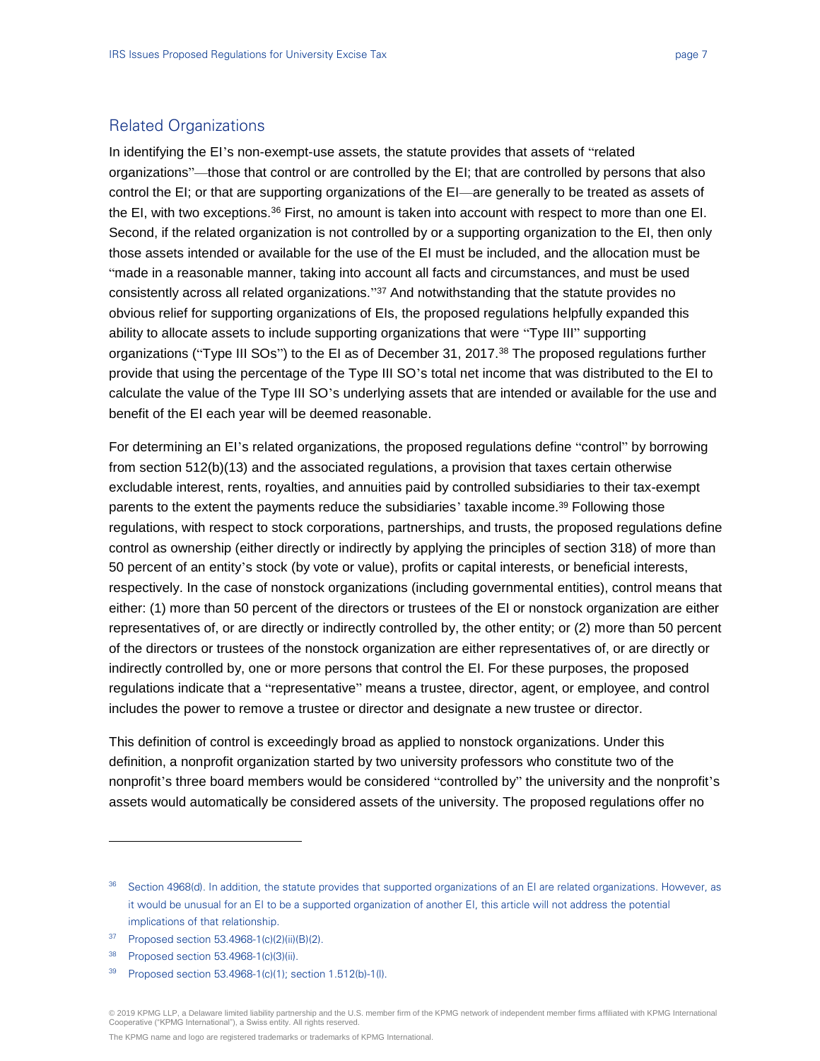## Related Organizations

In identifying the EI's non-exempt-use assets, the statute provides that assets of "related organizations"—those that control or are controlled by the EI; that are controlled by persons that also control the EI; or that are supporting organizations of the EI—are generally to be treated as assets of the EI, with two exceptions.[36] First, no amount is taken into account with respect to more than one EI. Second, if the related organization is not controlled by or a supporting organization to the EI, then only those assets intended or available for the use of the EI must be included, and the allocation must be "made in a reasonable manner, taking into account all facts and circumstances, and must be used consistently across all related organizations."[37] And notwithstanding that the statute provides no obvious relief for supporting organizations of EIs, the proposed regulations helpfully expanded this ability to allocate assets to include supporting organizations that were "Type III" supporting organizations ("Type III SOs") to the EI as of December 31, 2017.[38] The proposed regulations further provide that using the percentage of the Type III SO's total net income that was distributed to the EI to calculate the value of the Type III SO's underlying assets that are intended or available for the use and benefit of the EI each year will be deemed reasonable.

For determining an EI's related organizations, the proposed regulations define "control" by borrowing from section 512(b)(13) and the associated regulations, a provision that taxes certain otherwise excludable interest, rents, royalties, and annuities paid by controlled subsidiaries to their tax-exempt parents to the extent the payments reduce the subsidiaries' taxable income.[39] Following those regulations, with respect to stock corporations, partnerships, and trusts, the proposed regulations define control as ownership (either directly or indirectly by applying the principles of section 318) of more than 50 percent of an entity's stock (by vote or value), profits or capital interests, or beneficial interests, respectively. In the case of nonstock organizations (including governmental entities), control means that either: (1) more than 50 percent of the directors or trustees of the EI or nonstock organization are either representatives of, or are directly or indirectly controlled by, the other entity; or (2) more than 50 percent of the directors or trustees of the nonstock organization are either representatives of, or are directly or indirectly controlled by, one or more persons that control the EI. For these purposes, the proposed regulations indicate that a "representative" means a trustee, director, agent, or employee, and control includes the power to remove a trustee or director and designate a new trustee or director.

This definition of control is exceedingly broad as applied to nonstock organizations. Under this definition, a nonprofit organization started by two university professors who constitute two of the nonprofit's three board members would be considered "controlled by" the university and the nonprofit's assets would automatically be considered assets of the university. The proposed regulations offer no

---

[36] Section 4968(d). In addition, the statute provides that supported organizations of an EI are related organizations. However, as it would be unusual for an EI to be a supported organization of another EI, this article will not address the potential implications of that relationship.

[37] Proposed section 53.4968-1(c)(2)(ii)(B)(2).

[38] Proposed section 53.4968-1(c)(3)(ii).

[39] Proposed section 53.4968-1(c)(1); section 1.512(b)-1(l).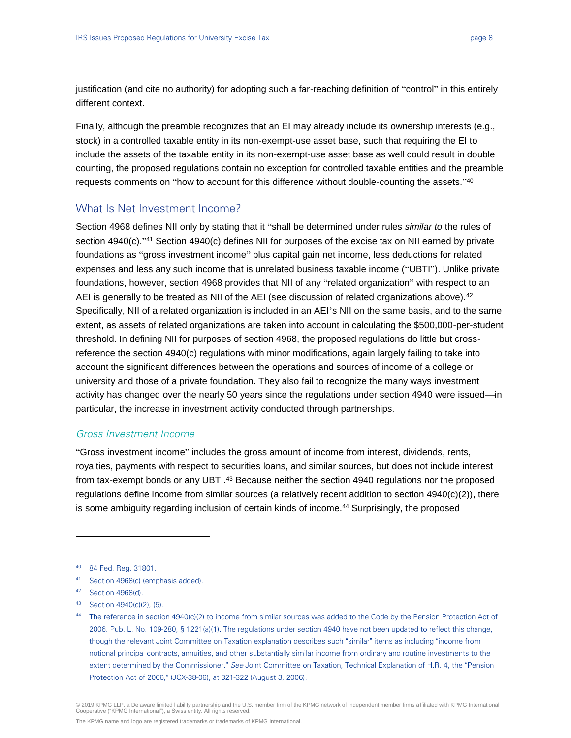justification (and cite no authority) for adopting such a far-reaching definition of "control" in this entirely different context.

Finally, although the preamble recognizes that an EI may already include its ownership interests (e.g., stock) in a controlled taxable entity in its non-exempt-use asset base, such that requiring the EI to include the assets of the taxable entity in its non-exempt-use asset base as well could result in double counting, the proposed regulations contain no exception for controlled taxable entities and the preamble requests comments on "how to account for this difference without double-counting the assets."[40]

## What Is Net Investment Income?

Section 4968 defines NII only by stating that it "shall be determined under rules *similar to* the rules of section 4940(c)."[41] Section 4940(c) defines NII for purposes of the excise tax on NII earned by private foundations as "gross investment income" plus capital gain net income, less deductions for related expenses and less any such income that is unrelated business taxable income ("UBTI"). Unlike private foundations, however, section 4968 provides that NII of any "related organization" with respect to an AEI is generally to be treated as NII of the AEI (see discussion of related organizations above).[42] Specifically, NII of a related organization is included in an AEI's NII on the same basis, and to the same extent, as assets of related organizations are taken into account in calculating the $500,000-per-student threshold. In defining NII for purposes of section 4968, the proposed regulations do little but cross-reference the section 4940(c) regulations with minor modifications, again largely failing to take into account the significant differences between the operations and sources of income of a college or university and those of a private foundation. They also fail to recognize the many ways investment activity has changed over the nearly 50 years since the regulations under section 4940 were issued—in particular, the increase in investment activity conducted through partnerships.

### *Gross Investment Income*

"Gross investment income" includes the gross amount of income from interest, dividends, rents, royalties, payments with respect to securities loans, and similar sources, but does not include interest from tax-exempt bonds or any UBTI.[43] Because neither the section 4940 regulations nor the proposed regulations define income from similar sources (a relatively recent addition to section 4940(c)(2)), there is some ambiguity regarding inclusion of certain kinds of income.[44] Surprisingly, the proposed

---

[40] 84 Fed. Reg. 31801.

[41] Section 4968(c) (emphasis added).

[42] Section 4968(d).

[43] Section 4940(c)(2), (5).

[44] The reference in section 4940(c)(2) to income from similar sources was added to the Code by the Pension Protection Act of 2006. Pub. L. No. 109-280, § 1221(a)(1). The regulations under section 4940 have not been updated to reflect this change, though the relevant Joint Committee on Taxation explanation describes such "similar" items as including "income from notional principal contracts, annuities, and other substantially similar income from ordinary and routine investments to the extent determined by the Commissioner." *See* Joint Committee on Taxation, Technical Explanation of H.R. 4, the "Pension Protection Act of 2006," (JCX-38-06), at 321-322 (August 3, 2006).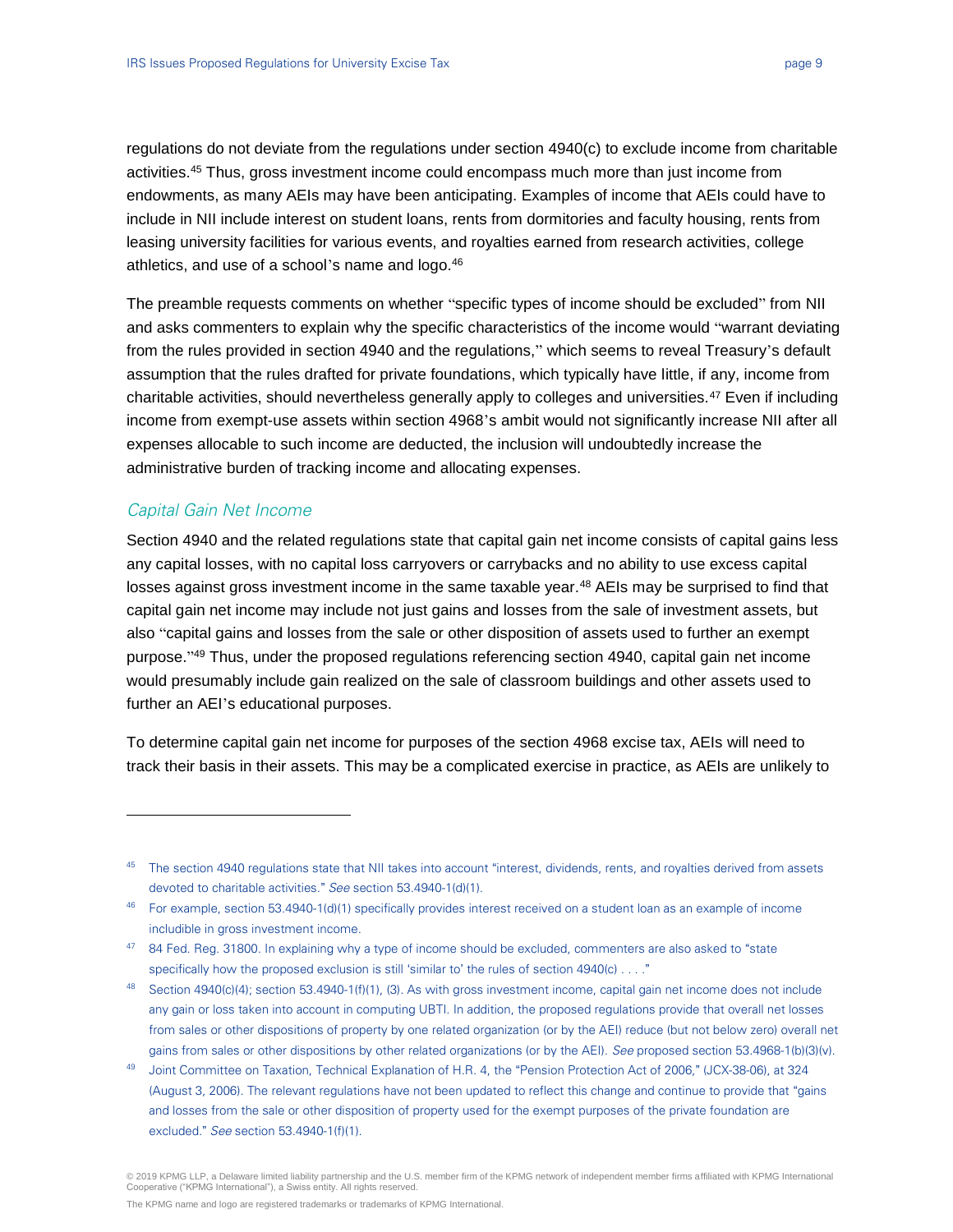regulations do not deviate from the regulations under section 4940(c) to exclude income from charitable activities.[45] Thus, gross investment income could encompass much more than just income from endowments, as many AEIs may have been anticipating. Examples of income that AEIs could have to include in NII include interest on student loans, rents from dormitories and faculty housing, rents from leasing university facilities for various events, and royalties earned from research activities, college athletics, and use of a school's name and logo.[46]

The preamble requests comments on whether "specific types of income should be excluded" from NII and asks commenters to explain why the specific characteristics of the income would "warrant deviating from the rules provided in section 4940 and the regulations," which seems to reveal Treasury's default assumption that the rules drafted for private foundations, which typically have little, if any, income from charitable activities, should nevertheless generally apply to colleges and universities.[47] Even if including income from exempt-use assets within section 4968's ambit would not significantly increase NII after all expenses allocable to such income are deducted, the inclusion will undoubtedly increase the administrative burden of tracking income and allocating expenses.

### *Capital Gain Net Income*

Section 4940 and the related regulations state that capital gain net income consists of capital gains less any capital losses, with no capital loss carryovers or carrybacks and no ability to use excess capital losses against gross investment income in the same taxable year.[48] AEIs may be surprised to find that capital gain net income may include not just gains and losses from the sale of investment assets, but also "capital gains and losses from the sale or other disposition of assets used to further an exempt purpose."[49] Thus, under the proposed regulations referencing section 4940, capital gain net income would presumably include gain realized on the sale of classroom buildings and other assets used to further an AEI's educational purposes.

To determine capital gain net income for purposes of the section 4968 excise tax, AEIs will need to track their basis in their assets. This may be a complicated exercise in practice, as AEIs are unlikely to

---

[45] The section 4940 regulations state that NII takes into account "interest, dividends, rents, and royalties derived from assets devoted to charitable activities." *See* section 53.4940-1(d)(1).

[46] For example, section 53.4940-1(d)(1) specifically provides interest received on a student loan as an example of income includible in gross investment income.

[47] 84 Fed. Reg. 31800. In explaining why a type of income should be excluded, commenters are also asked to "state specifically how the proposed exclusion is still 'similar to' the rules of section 4940(c) . . . ."

[48] Section 4940(c)(4); section 53.4940-1(f)(1), (3). As with gross investment income, capital gain net income does not include any gain or loss taken into account in computing UBTI. In addition, the proposed regulations provide that overall net losses from sales or other dispositions of property by one related organization (or by the AEI) reduce (but not below zero) overall net gains from sales or other dispositions by other related organizations (or by the AEI). *See* proposed section 53.4968-1(b)(3)(v).

[49] Joint Committee on Taxation, Technical Explanation of H.R. 4, the "Pension Protection Act of 2006," (JCX-38-06), at 324 (August 3, 2006). The relevant regulations have not been updated to reflect this change and continue to provide that "gains and losses from the sale or other disposition of property used for the exempt purposes of the private foundation are excluded." *See* section 53.4940-1(f)(1).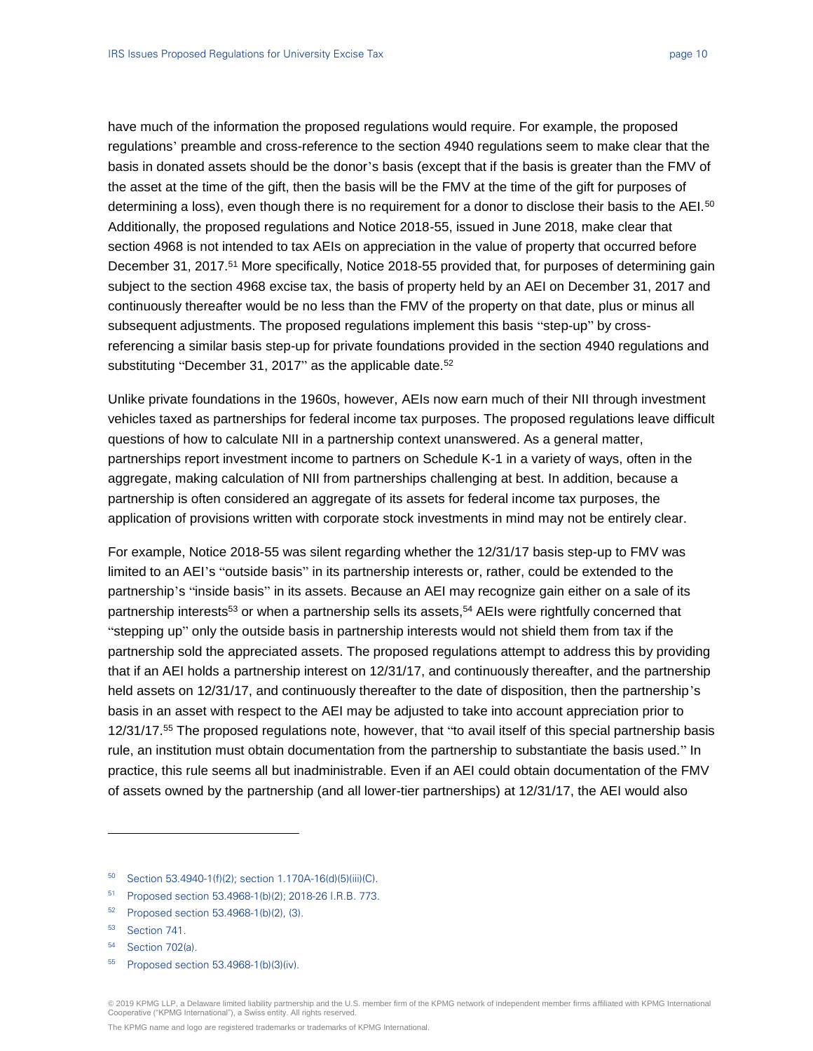have much of the information the proposed regulations would require. For example, the proposed regulations' preamble and cross-reference to the section 4940 regulations seem to make clear that the basis in donated assets should be the donor's basis (except that if the basis is greater than the FMV of the asset at the time of the gift, then the basis will be the FMV at the time of the gift for purposes of determining a loss), even though there is no requirement for a donor to disclose their basis to the AEI.[50] Additionally, the proposed regulations and Notice 2018-55, issued in June 2018, make clear that section 4968 is not intended to tax AEIs on appreciation in the value of property that occurred before December 31, 2017.[51] More specifically, Notice 2018-55 provided that, for purposes of determining gain subject to the section 4968 excise tax, the basis of property held by an AEI on December 31, 2017 and continuously thereafter would be no less than the FMV of the property on that date, plus or minus all subsequent adjustments. The proposed regulations implement this basis "step-up" by cross-referencing a similar basis step-up for private foundations provided in the section 4940 regulations and substituting "December 31, 2017" as the applicable date.[52]

Unlike private foundations in the 1960s, however, AEIs now earn much of their NII through investment vehicles taxed as partnerships for federal income tax purposes. The proposed regulations leave difficult questions of how to calculate NII in a partnership context unanswered. As a general matter, partnerships report investment income to partners on Schedule K-1 in a variety of ways, often in the aggregate, making calculation of NII from partnerships challenging at best. In addition, because a partnership is often considered an aggregate of its assets for federal income tax purposes, the application of provisions written with corporate stock investments in mind may not be entirely clear.

For example, Notice 2018-55 was silent regarding whether the 12/31/17 basis step-up to FMV was limited to an AEI's "outside basis" in its partnership interests or, rather, could be extended to the partnership's "inside basis" in its assets. Because an AEI may recognize gain either on a sale of its partnership interests[53] or when a partnership sells its assets,[54] AEIs were rightfully concerned that "stepping up" only the outside basis in partnership interests would not shield them from tax if the partnership sold the appreciated assets. The proposed regulations attempt to address this by providing that if an AEI holds a partnership interest on 12/31/17, and continuously thereafter, and the partnership held assets on 12/31/17, and continuously thereafter to the date of disposition, then the partnership's basis in an asset with respect to the AEI may be adjusted to take into account appreciation prior to 12/31/17.[55] The proposed regulations note, however, that "to avail itself of this special partnership basis rule, an institution must obtain documentation from the partnership to substantiate the basis used." In practice, this rule seems all but inadministrable. Even if an AEI could obtain documentation of the FMV of assets owned by the partnership (and all lower-tier partnerships) at 12/31/17, the AEI would also

---

[50] Section 53.4940-1(f)(2); section 1.170A-16(d)(5)(iii)(C).

[51] Proposed section 53.4968-1(b)(2); 2018-26 I.R.B. 773.

[52] Proposed section 53.4968-1(b)(2), (3).

[53] Section 741.

[54] Section 702(a).

[55] Proposed section 53.4968-1(b)(3)(iv).

© 2019 KPMG LLP, a Delaware limited liability partnership and the U.S. member firm of the KPMG network of independent member firms affiliated with KPMG International Cooperative ("KPMG International"), a Swiss entity. All rights reserved.

The KPMG name and logo are registered trademarks or trademarks of KPMG International.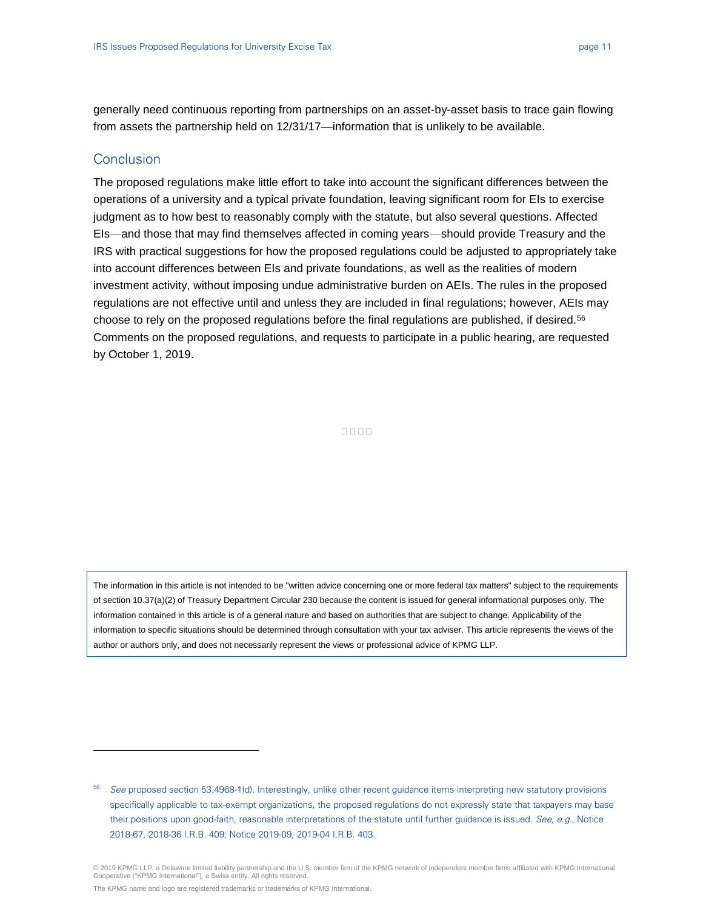generally need continuous reporting from partnerships on an asset-by-asset basis to trace gain flowing from assets the partnership held on 12/31/17—information that is unlikely to be available.

## Conclusion

The proposed regulations make little effort to take into account the significant differences between the operations of a university and a typical private foundation, leaving significant room for EIs to exercise judgment as to how best to reasonably comply with the statute, but also several questions. Affected EIs—and those that may find themselves affected in coming years—should provide Treasury and the IRS with practical suggestions for how the proposed regulations could be adjusted to appropriately take into account differences between EIs and private foundations, as well as the realities of modern investment activity, without imposing undue administrative burden on AEIs. The rules in the proposed regulations are not effective until and unless they are included in final regulations; however, AEIs may choose to rely on the proposed regulations before the final regulations are published, if desired.[56] Comments on the proposed regulations, and requests to participate in a public hearing, are requested by October 1, 2019.

□□□□

The information in this article is not intended to be "written advice concerning one or more federal tax matters" subject to the requirements of section 10.37(a)(2) of Treasury Department Circular 230 because the content is issued for general informational purposes only. The information contained in this article is of a general nature and based on authorities that are subject to change. Applicability of the information to specific situations should be determined through consultation with your tax adviser. This article represents the views of the author or authors only, and does not necessarily represent the views or professional advice of KPMG LLP.

[56] *See* proposed section 53.4968-1(d). Interestingly, unlike other recent guidance items interpreting new statutory provisions specifically applicable to tax-exempt organizations, the proposed regulations do not expressly state that taxpayers may base their positions upon good-faith, reasonable interpretations of the statute until further guidance is issued. *See, e.g.*, Notice 2018-67, 2018-36 I.R.B. 409; Notice 2019-09, 2019-04 I.R.B. 403.

© 2019 KPMG LLP, a Delaware limited liability partnership and the U.S. member firm of the KPMG network of independent member firms affiliated with KPMG International Cooperative ("KPMG International"), a Swiss entity. All rights reserved.

The KPMG name and logo are registered trademarks or trademarks of KPMG International.